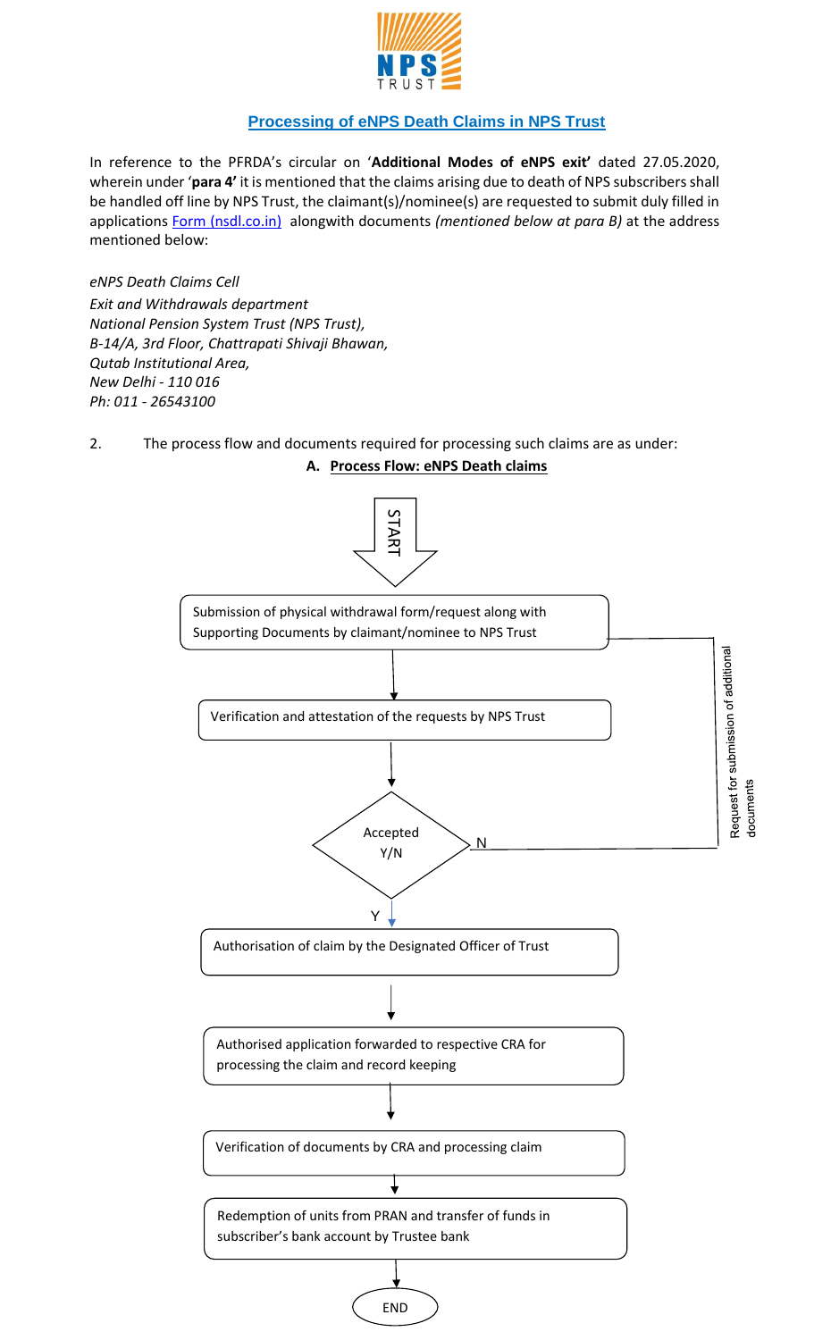## Processing of eNPS Death Claims in NPS Trust

In reference to the PFRDA's circular on '**Additional Modes of eNPS exit**' dated 27.05.2020, wherein under '**para 4**' it is mentioned that the claims arising due to death of NPS subscribers shall be handled off line by NPS Trust, the claimant(s)/nominee(s) are requested to submit duly filled in applications [Form (nsdl.co.in)] alongwith documents *(mentioned below at para B)* at the address mentioned below:

*eNPS Death Claims Cell*
*Exit and Withdrawals department*
*National Pension System Trust (NPS Trust),*
*B-14/A, 3rd Floor, Chattrapati Shivaji Bhawan,*
*Qutab Institutional Area,*
*New Delhi - 110 016*
*Ph: 011 - 26543100*

2. The process flow and documents required for processing such claims are as under:

### A. Process Flow: eNPS Death claims

START

1. Submission of physical withdrawal form/request along with Supporting Documents by claimant/nominee to NPS Trust
2. Verification and attestation of the requests by NPS Trust
3. Accepted Y/N
   - N: Request for submission of additional documents (returns to Submission of physical withdrawal form/request)
   - Y: continue
4. Authorisation of claim by the Designated Officer of Trust
5. Authorised application forwarded to respective CRA for processing the claim and record keeping
6. Verification of documents by CRA and processing claim
7. Redemption of units from PRAN and transfer of funds in subscriber's bank account by Trustee bank

END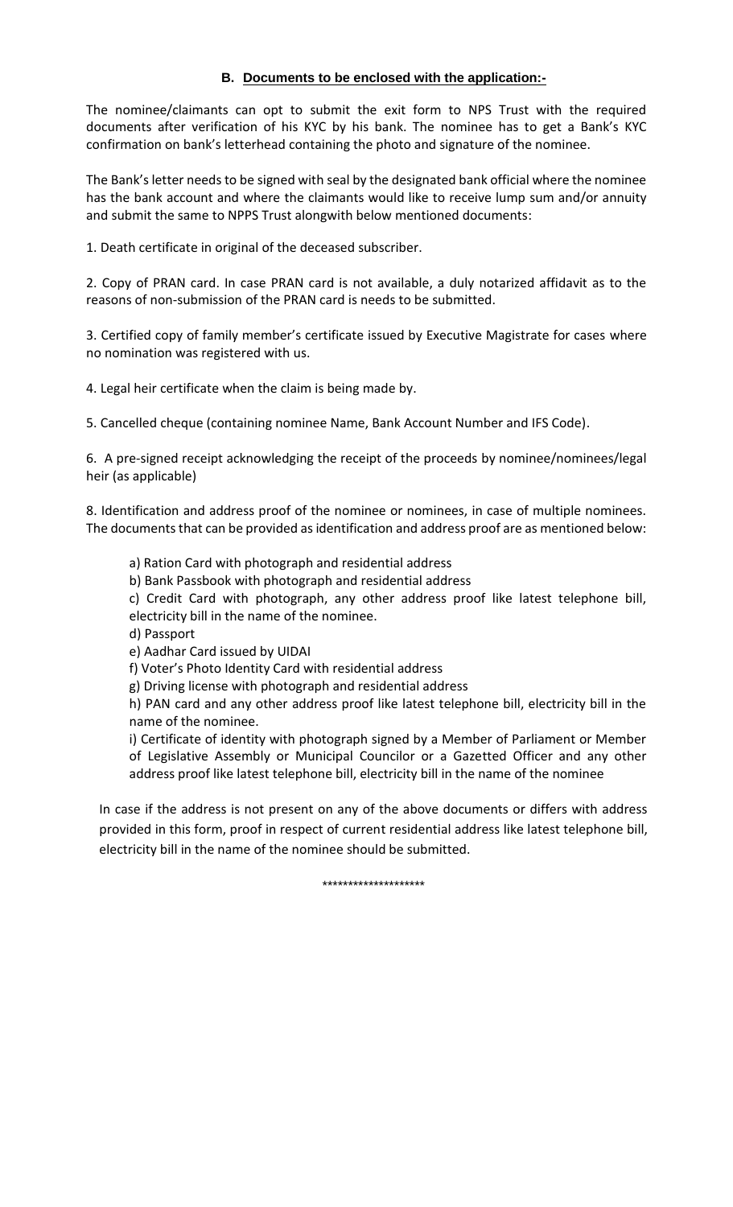### B. Documents to be enclosed with the application:-

The nominee/claimants can opt to submit the exit form to NPS Trust with the required documents after verification of his KYC by his bank. The nominee has to get a Bank's KYC confirmation on bank's letterhead containing the photo and signature of the nominee.

The Bank's letter needs to be signed with seal by the designated bank official where the nominee has the bank account and where the claimants would like to receive lump sum and/or annuity and submit the same to NPPS Trust alongwith below mentioned documents:

1. Death certificate in original of the deceased subscriber.

2. Copy of PRAN card. In case PRAN card is not available, a duly notarized affidavit as to the reasons of non-submission of the PRAN card is needs to be submitted.

3. Certified copy of family member's certificate issued by Executive Magistrate for cases where no nomination was registered with us.

4. Legal heir certificate when the claim is being made by.

5. Cancelled cheque (containing nominee Name, Bank Account Number and IFS Code).

6. A pre-signed receipt acknowledging the receipt of the proceeds by nominee/nominees/legal heir (as applicable)

8. Identification and address proof of the nominee or nominees, in case of multiple nominees. The documents that can be provided as identification and address proof are as mentioned below:

a) Ration Card with photograph and residential address

b) Bank Passbook with photograph and residential address

c) Credit Card with photograph, any other address proof like latest telephone bill, electricity bill in the name of the nominee.

d) Passport

e) Aadhar Card issued by UIDAI

f) Voter's Photo Identity Card with residential address

g) Driving license with photograph and residential address

h) PAN card and any other address proof like latest telephone bill, electricity bill in the name of the nominee.

i) Certificate of identity with photograph signed by a Member of Parliament or Member of Legislative Assembly or Municipal Councilor or a Gazetted Officer and any other address proof like latest telephone bill, electricity bill in the name of the nominee

In case if the address is not present on any of the above documents or differs with address provided in this form, proof in respect of current residential address like latest telephone bill, electricity bill in the name of the nominee should be submitted.

*******************